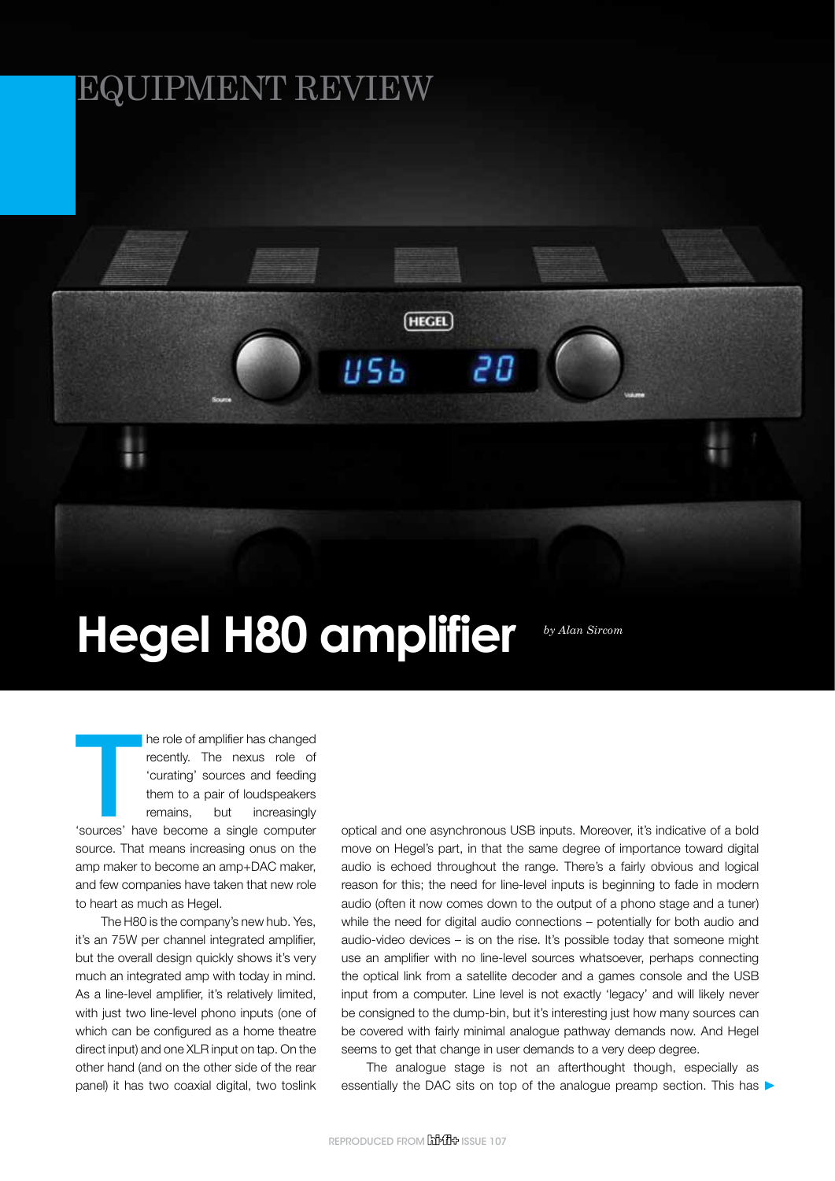EQUIPMENT REVIEW

# Hegel H80 amplifier

*by Alan Sircom*

The role of amplifier has changed recently. The nexus role of 'curating' sources and feeding them to a pair of loudspeakers remains, but increasingly 'sources' have become a single computer source. That means increasing onus on the amp maker to become an amp+DAC maker, and few companies have taken that new role to heart as much as Hegel.

The H80 is the company's new hub. Yes, it's an 75W per channel integrated amplifier, but the overall design quickly shows it's very much an integrated amp with today in mind. As a line-level amplifier, it's relatively limited, with just two line-level phono inputs (one of which can be configured as a home theatre direct input) and one XLR input on tap. On the other hand (and on the other side of the rear panel) it has two coaxial digital, two toslink optical and one asynchronous USB inputs. Moreover, it's indicative of a bold move on Hegel's part, in that the same degree of importance toward digital audio is echoed throughout the range. There's a fairly obvious and logical reason for this; the need for line-level inputs is beginning to fade in modern audio (often it now comes down to the output of a phono stage and a tuner) while the need for digital audio connections – potentially for both audio and audio-video devices – is on the rise. It's possible today that someone might use an amplifier with no line-level sources whatsoever, perhaps connecting the optical link from a satellite decoder and a games console and the USB input from a computer. Line level is not exactly 'legacy' and will likely never be consigned to the dump-bin, but it's interesting just how many sources can be covered with fairly minimal analogue pathway demands now. And Hegel seems to get that change in user demands to a very deep degree.

The analogue stage is not an afterthought though, especially as essentially the DAC sits on top of the analogue preamp section. This has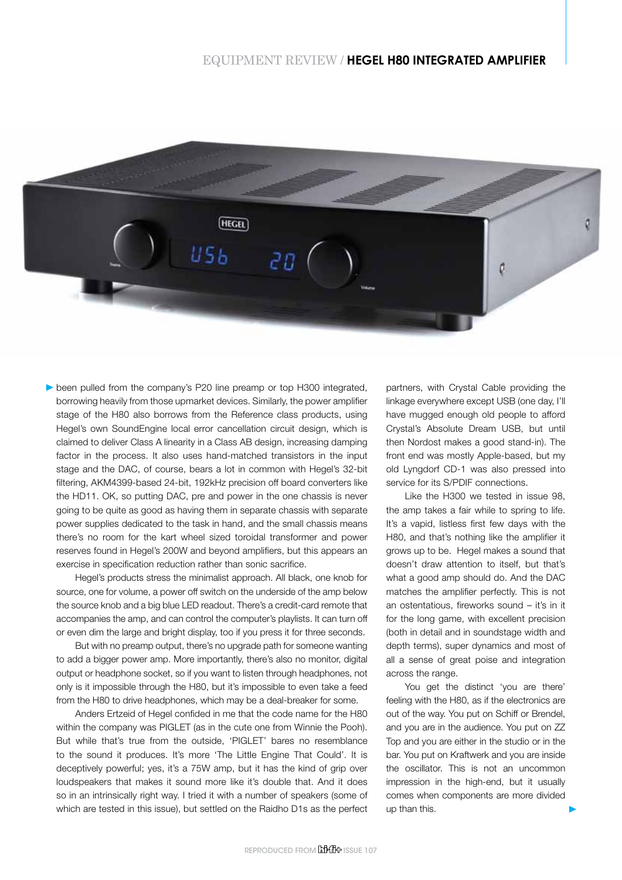been pulled from the company's P20 line preamp or top H300 integrated, borrowing heavily from those upmarket devices. Similarly, the power amplifier stage of the H80 also borrows from the Reference class products, using Hegel's own SoundEngine local error cancellation circuit design, which is claimed to deliver Class A linearity in a Class AB design, increasing damping factor in the process. It also uses hand-matched transistors in the input stage and the DAC, of course, bears a lot in common with Hegel's 32-bit filtering, AKM4399-based 24-bit, 192kHz precision off board converters like the HD11. OK, so putting DAC, pre and power in the one chassis is never going to be quite as good as having them in separate chassis with separate power supplies dedicated to the task in hand, and the small chassis means there's no room for the kart wheel sized toroidal transformer and power reserves found in Hegel's 200W and beyond amplifiers, but this appears an exercise in specification reduction rather than sonic sacrifice.

Hegel's products stress the minimalist approach. All black, one knob for source, one for volume, a power off switch on the underside of the amp below the source knob and a big blue LED readout. There's a credit-card remote that accompanies the amp, and can control the computer's playlists. It can turn off or even dim the large and bright display, too if you press it for three seconds.

But with no preamp output, there's no upgrade path for someone wanting to add a bigger power amp. More importantly, there's also no monitor, digital output or headphone socket, so if you want to listen through headphones, not only is it impossible through the H80, but it's impossible to even take a feed from the H80 to drive headphones, which may be a deal-breaker for some.

Anders Ertzeid of Hegel confided in me that the code name for the H80 within the company was PIGLET (as in the cute one from Winnie the Pooh). But while that's true from the outside, 'PIGLET' bares no resemblance to the sound it produces. It's more 'The Little Engine That Could'. It is deceptively powerful; yes, it's a 75W amp, but it has the kind of grip over loudspeakers that makes it sound more like it's double that. And it does so in an intrinsically right way. I tried it with a number of speakers (some of which are tested in this issue), but settled on the Raidho D1s as the perfect partners, with Crystal Cable providing the linkage everywhere except USB (one day, I'll have mugged enough old people to afford Crystal's Absolute Dream USB, but until then Nordost makes a good stand-in). The front end was mostly Apple-based, but my old Lyngdorf CD-1 was also pressed into service for its S/PDIF connections.

Like the H300 we tested in issue 98, the amp takes a fair while to spring to life. It's a vapid, listless first few days with the H80, and that's nothing like the amplifier it grows up to be. Hegel makes a sound that doesn't draw attention to itself, but that's what a good amp should do. And the DAC matches the amplifier perfectly. This is not an ostentatious, fireworks sound – it's in it for the long game, with excellent precision (both in detail and in soundstage width and depth terms), super dynamics and most of all a sense of great poise and integration across the range.

You get the distinct 'you are there' feeling with the H80, as if the electronics are out of the way. You put on Schiff or Brendel, and you are in the audience. You put on ZZ Top and you are either in the studio or in the bar. You put on Kraftwerk and you are inside the oscillator. This is not an uncommon impression in the high-end, but it usually comes when components are more divided up than this.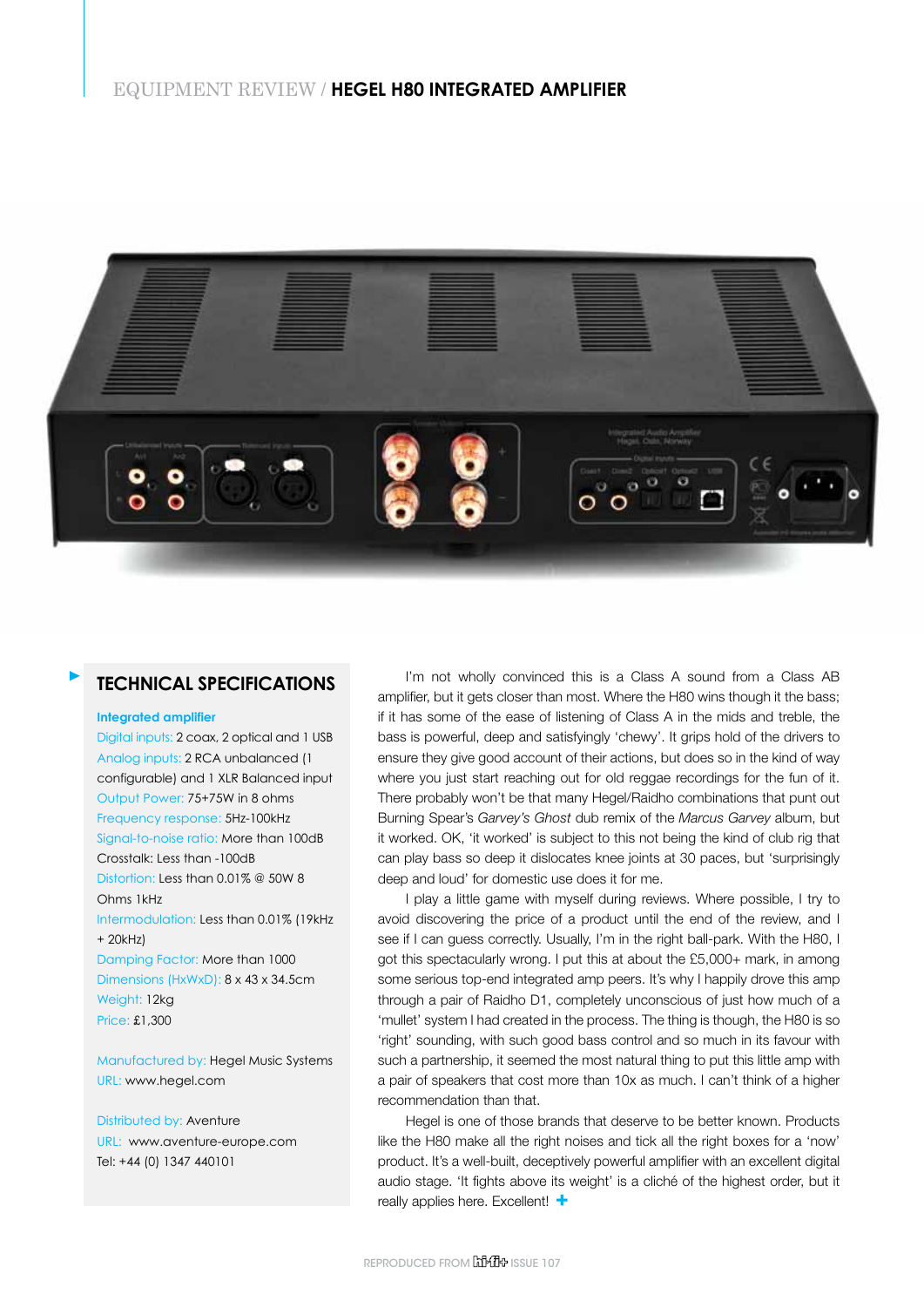EQUIPMENT REVIEW / **HEGEL H80 INTEGRATED AMPLIFIER**

## TECHNICAL SPECIFICATIONS

**Integrated amplifier**

Digital inputs: 2 coax, 2 optical and 1 USB
Analog inputs: 2 RCA unbalanced (1 configurable) and 1 XLR Balanced input
Output Power: 75+75W in 8 ohms
Frequency response: 5Hz-100kHz
Signal-to-noise ratio: More than 100dB
Crosstalk: Less than -100dB
Distortion: Less than 0.01% @ 50W 8 Ohms 1kHz
Intermodulation: Less than 0.01% (19kHz + 20kHz)
Damping Factor: More than 1000
Dimensions (HxWxD): 8 x 43 x 34.5cm
Weight: 12kg
Price: £1,300

Manufactured by: Hegel Music Systems
URL: www.hegel.com

Distributed by: Aventure
URL: www.aventure-europe.com
Tel: +44 (0) 1347 440101

I'm not wholly convinced this is a Class A sound from a Class AB amplifier, but it gets closer than most. Where the H80 wins though it the bass; if it has some of the ease of listening of Class A in the mids and treble, the bass is powerful, deep and satisfyingly 'chewy'. It grips hold of the drivers to ensure they give good account of their actions, but does so in the kind of way where you just start reaching out for old reggae recordings for the fun of it. There probably won't be that many Hegel/Raidho combinations that punt out Burning Spear's *Garvey's Ghost* dub remix of the *Marcus Garvey* album, but it worked. OK, 'it worked' is subject to this not being the kind of club rig that can play bass so deep it dislocates knee joints at 30 paces, but 'surprisingly deep and loud' for domestic use does it for me.

I play a little game with myself during reviews. Where possible, I try to avoid discovering the price of a product until the end of the review, and I see if I can guess correctly. Usually, I'm in the right ball-park. With the H80, I got this spectacularly wrong. I put this at about the £5,000+ mark, in among some serious top-end integrated amp peers. It's why I happily drove this amp through a pair of Raidho D1, completely unconscious of just how much of a 'mullet' system I had created in the process. The thing is though, the H80 is so 'right' sounding, with such good bass control and so much in its favour with such a partnership, it seemed the most natural thing to put this little amp with a pair of speakers that cost more than 10x as much. I can't think of a higher recommendation than that.

Hegel is one of those brands that deserve to be better known. Products like the H80 make all the right noises and tick all the right boxes for a 'now' product. It's a well-built, deceptively powerful amplifier with an excellent digital audio stage. 'It fights above its weight' is a cliché of the highest order, but it really applies here. Excellent! +

REPRODUCED FROM hi-fi+ ISSUE 107